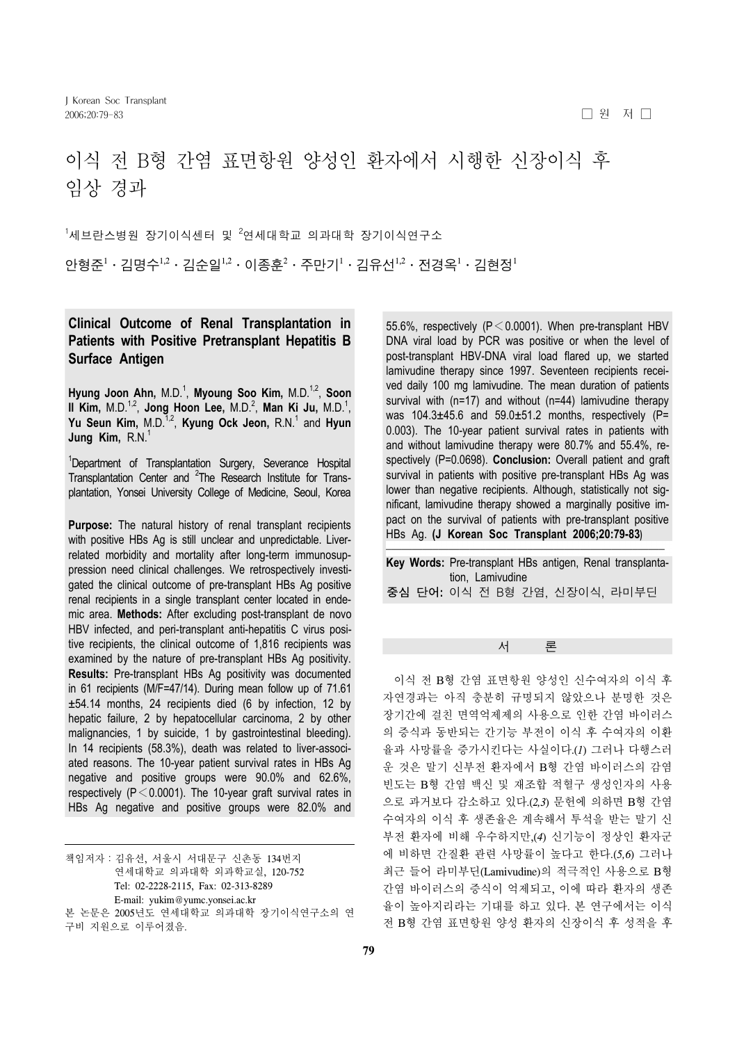□ 원 저 □

# 이식 전 B형 간염 표면항원 양성인 환자에서 시행한 신장이식 후 임상 경과

[1]세브란스병원 장기이식센터 및 [2]연세대학교 의과대학 장기이식연구소

안형준[1]・김명수[1,2]・김순일[1,2]・이종훈[2]・주만기[1]・김유선[1,2]・전경옥[1]・김현정[1]

## Clinical Outcome of Renal Transplantation in Patients with Positive Pretransplant Hepatitis B Surface Antigen

**Hyung Joon Ahn,** M.D.[1], **Myoung Soo Kim,** M.D.[1,2], **Soon Il Kim,** M.D.[1,2], **Jong Hoon Lee,** M.D.[2], **Man Ki Ju,** M.D.[1], **Yu Seun Kim,** M.D.[1,2], **Kyung Ock Jeon,** R.N.[1] and **Hyun Jung Kim,** R.N.[1]

[1]Department of Transplantation Surgery, Severance Hospital Transplantation Center and [2]The Research Institute for Transplantation, Yonsei University College of Medicine, Seoul, Korea

**Purpose:** The natural history of renal transplant recipients with positive HBs Ag is still unclear and unpredictable. Liver-related morbidity and mortality after long-term immunosuppression need clinical challenges. We retrospectively investigated the clinical outcome of pre-transplant HBs Ag positive renal recipients in a single transplant center located in endemic area. **Methods:** After excluding post-transplant de novo HBV infected, and peri-transplant anti-hepatitis C virus positive recipients, the clinical outcome of 1,816 recipients was examined by the nature of pre-transplant HBs Ag positivity. **Results:** Pre-transplant HBs Ag positivity was documented in 61 recipients (M/F=47/14). During mean follow up of 71.61 ±54.14 months, 24 recipients died (6 by infection, 12 by hepatic failure, 2 by hepatocellular carcinoma, 2 by other malignancies, 1 by suicide, 1 by gastrointestinal bleeding). In 14 recipients (58.3%), death was related to liver-associated reasons. The 10-year patient survival rates in HBs Ag negative and positive groups were 90.0% and 62.6%, respectively ($P<0.0001$). The 10-year graft survival rates in HBs Ag negative and positive groups were 82.0% and 55.6%, respectively ($P<0.0001$). When pre-transplant HBV DNA viral load by PCR was positive or when the level of post-transplant HBV-DNA viral load flared up, we started lamivudine therapy since 1997. Seventeen recipients received daily 100 mg lamivudine. The mean duration of patients survival with (n=17) and without (n=44) lamivudine therapy was 104.3±45.6 and 59.0±51.2 months, respectively (P=0.003). The 10-year patient survival rates in patients with and without lamivudine therapy were 80.7% and 55.4%, respectively (P=0.0698). **Conclusion:** Overall patient and graft survival in patients with positive pre-transplant HBs Ag was lower than negative recipients. Although, statistically not significant, lamivudine therapy showed a marginally positive impact on the survival of patients with pre-transplant positive HBs Ag. **(J Korean Soc Transplant 2006;20:79-83)**

**Key Words:** Pre-transplant HBs antigen, Renal transplantation, Lamivudine

**중심 단어:** 이식 전 B형 간염, 신장이식, 라미부딘

## 서 론

이식 전 B형 간염 표면항원 양성인 신수여자의 이식 후 자연경과는 아직 충분히 규명되지 않았으나 분명한 것은 장기간에 걸친 면역억제제의 사용으로 인한 간염 바이러스의 증식과 동반되는 간기능 부전이 이식 후 수여자의 이환율과 사망률을 증가시킨다는 사실이다.(*1*) 그러나 다행스러운 것은 말기 신부전 환자에서 B형 간염 바이러스의 감염 빈도는 B형 간염 백신 및 재조합 적혈구 생성인자의 사용으로 과거보다 감소하고 있다.(*2,3*) 문헌에 의하면 B형 간염 수여자의 이식 후 생존율은 계속해서 투석을 받는 말기 신부전 환자에 비해 우수하지만,(*4*) 신기능이 정상인 환자군에 비하면 간질환 관련 사망률이 높다고 한다.(*5,6*) 그러나 최근 들어 라미부딘(Lamivudine)의 적극적인 사용으로 B형 간염 바이러스의 증식이 억제되고, 이에 따라 환자의 생존율이 높아지리라는 기대를 하고 있다. 본 연구에서는 이식 전 B형 간염 표면항원 양성 환자의 신장이식 후 성적을 후

책임저자 : 김유선, 서울시 서대문구 신촌동 134번지
연세대학교 의과대학 외과학교실, 120-752
Tel: 02-2228-2115, Fax: 02-313-8289
E-mail: yukim@yumc.yonsei.ac.kr

본 논문은 2005년도 연세대학교 의과대학 장기이식연구소의 연구비 지원으로 이루어졌음.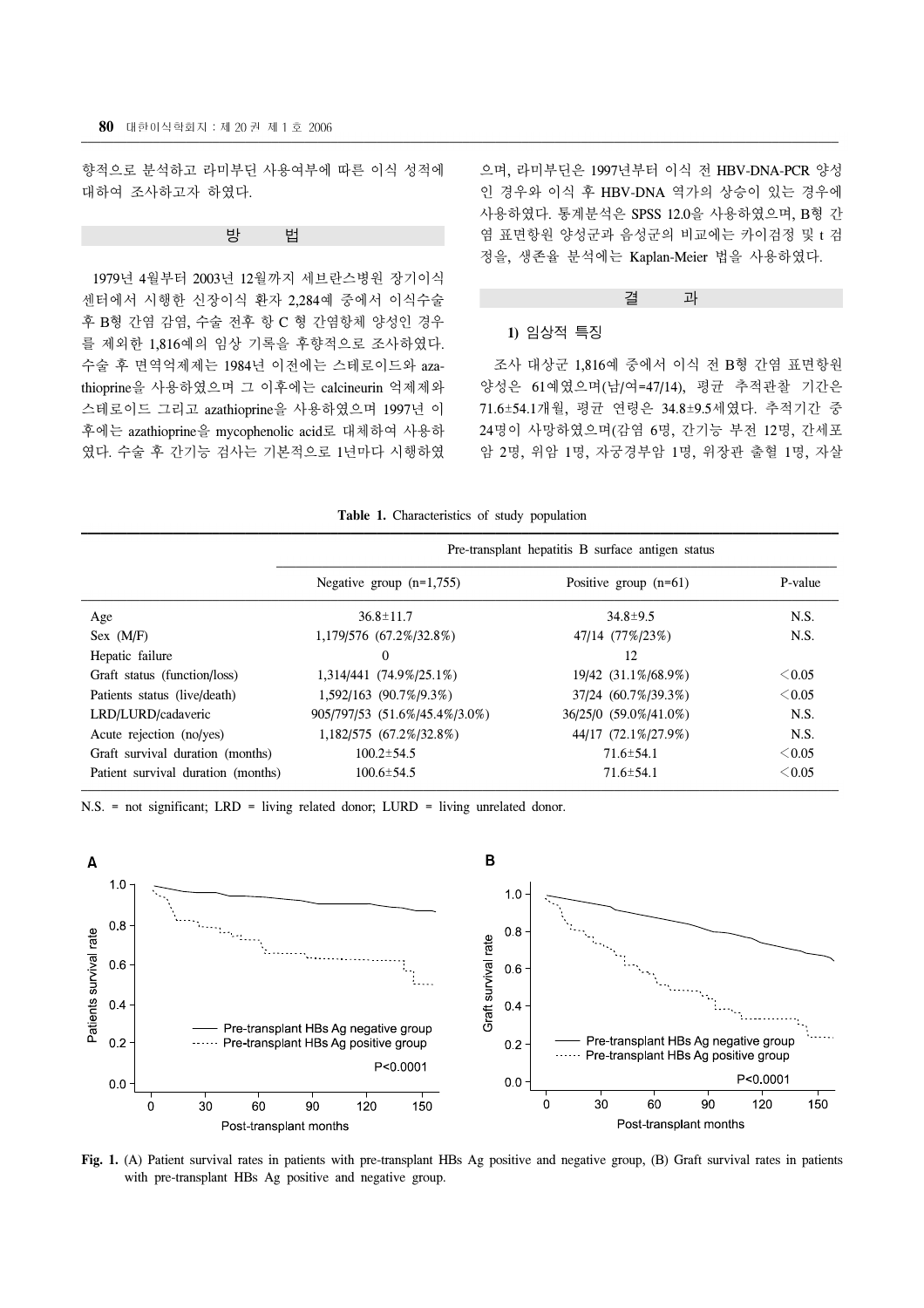향적으로 분석하고 라미부딘 사용여부에 따른 이식 성적에 대하여 조사하고자 하였다.

## 방 법

1979년 4월부터 2003년 12월까지 세브란스병원 장기이식센터에서 시행한 신장이식 환자 2,284예 중에서 이식수술 후 B형 간염 감염, 수술 전후 항 C 형 간염항체 양성인 경우를 제외한 1,816예의 임상 기록을 후향적으로 조사하였다. 수술 후 면역억제제는 1984년 이전에는 스테로이드와 azathioprine을 사용하였으며 그 이후에는 calcineurin 억제제와 스테로이드 그리고 azathioprine을 사용하였으며 1997년 이후에는 azathioprine을 mycophenolic acid로 대체하여 사용하였다. 수술 후 간기능 검사는 기본적으로 1년마다 시행하였으며, 라미부딘은 1997년부터 이식 전 HBV-DNA-PCR 양성인 경우와 이식 후 HBV-DNA 역가의 상승이 있는 경우에 사용하였다. 통계분석은 SPSS 12.0을 사용하였으며, B형 간염 표면항원 양성군과 음성군의 비교에는 카이검정 및 t 검정을, 생존율 분석에는 Kaplan-Meier 법을 사용하였다.

## 결 과

### 1) 임상적 특징

조사 대상군 1,816예 중에서 이식 전 B형 간염 표면항원 양성은 61예였으며(남/여=47/14), 평균 추적관찰 기간은 71.6±54.1개월, 평균 연령은 34.8±9.5세였다. 추적기간 중 24명이 사망하였으며(감염 6명, 간기능 부전 12명, 간세포암 2명, 위암 1명, 자궁경부암 1명, 위장관 출혈 1명, 자살

**Table 1.** Characteristics of study population

| | Pre-transplant hepatitis B surface antigen status | | |
|---|---|---|---|
| | Negative group (n=1,755) | Positive group (n=61) | P-value |
| Age | 36.8±11.7 | 34.8±9.5 | N.S. |
| Sex (M/F) | 1,179/576 (67.2%/32.8%) | 47/14 (77%/23%) | N.S. |
| Hepatic failure | 0 | 12 | |
| Graft status (function/loss) | 1,314/441 (74.9%/25.1%) | 19/42 (31.1%/68.9%) | <0.05 |
| Patients status (live/death) | 1,592/163 (90.7%/9.3%) | 37/24 (60.7%/39.3%) | <0.05 |
| LRD/LURD/cadaveric | 905/797/53 (51.6%/45.4%/3.0%) | 36/25/0 (59.0%/41.0%) | N.S. |
| Acute rejection (no/yes) | 1,182/575 (67.2%/32.8%) | 44/17 (72.1%/27.9%) | N.S. |
| Graft survival duration (months) | 100.2±54.5 | 71.6±54.1 | <0.05 |
| Patient survival duration (months) | 100.6±54.5 | 71.6±54.1 | <0.05 |

N.S. = not significant; LRD = living related donor; LURD = living unrelated donor.

**Fig. 1.** (A) Patient survival rates in patients with pre-transplant HBs Ag positive and negative group, (B) Graft survival rates in patients with pre-transplant HBs Ag positive and negative group.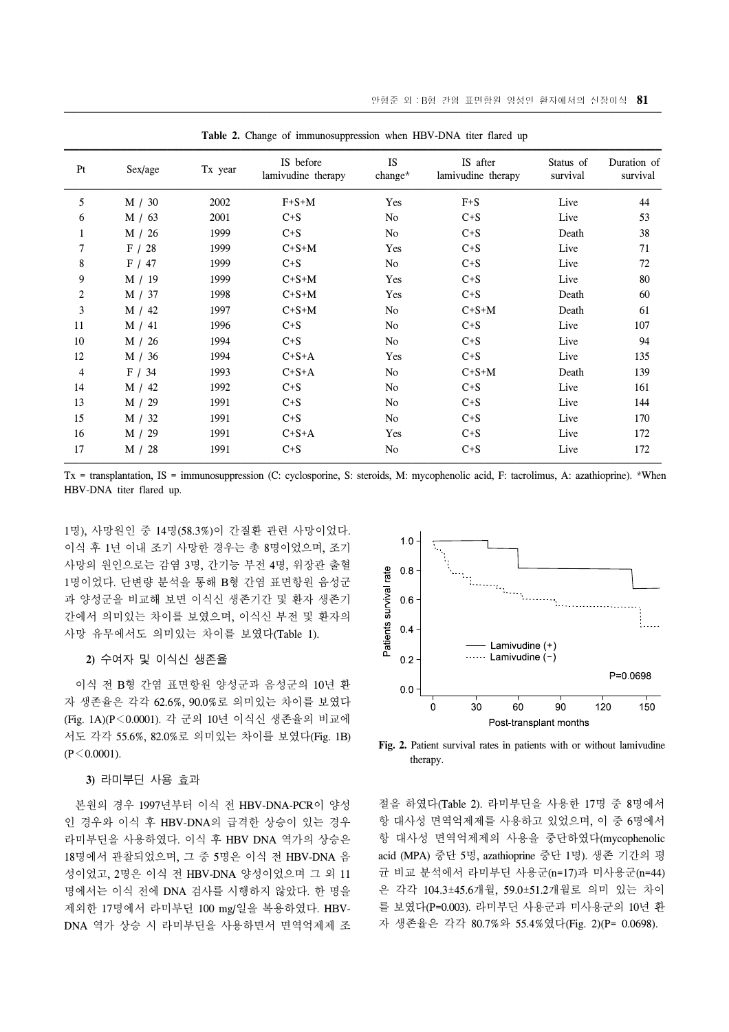**Table 2.** Change of immunosuppression when HBV-DNA titer flared up

| Pt | Sex/age | Tx year | IS before lamivudine therapy | IS change* | IS after lamivudine therapy | Status of survival | Duration of survival |
|---|---|---|---|---|---|---|---|
| 5 | M / 30 | 2002 | F+S+M | Yes | F+S | Live | 44 |
| 6 | M / 63 | 2001 | C+S | No | C+S | Live | 53 |
| 1 | M / 26 | 1999 | C+S | No | C+S | Death | 38 |
| 7 | F / 28 | 1999 | C+S+M | Yes | C+S | Live | 71 |
| 8 | F / 47 | 1999 | C+S | No | C+S | Live | 72 |
| 9 | M / 19 | 1999 | C+S+M | Yes | C+S | Live | 80 |
| 2 | M / 37 | 1998 | C+S+M | Yes | C+S | Death | 60 |
| 3 | M / 42 | 1997 | C+S+M | No | C+S+M | Death | 61 |
| 11 | M / 41 | 1996 | C+S | No | C+S | Live | 107 |
| 10 | M / 26 | 1994 | C+S | No | C+S | Live | 94 |
| 12 | M / 36 | 1994 | C+S+A | Yes | C+S | Live | 135 |
| 4 | F / 34 | 1993 | C+S+A | No | C+S+M | Death | 139 |
| 14 | M / 42 | 1992 | C+S | No | C+S | Live | 161 |
| 13 | M / 29 | 1991 | C+S | No | C+S | Live | 144 |
| 15 | M / 32 | 1991 | C+S | No | C+S | Live | 170 |
| 16 | M / 29 | 1991 | C+S+A | Yes | C+S | Live | 172 |
| 17 | M / 28 | 1991 | C+S | No | C+S | Live | 172 |

Tx = transplantation, IS = immunosuppression (C: cyclosporine, S: steroids, M: mycophenolic acid, F: tacrolimus, A: azathioprine). *When HBV-DNA titer flared up.

1명), 사망원인 중 14명(58.3%)이 간질환 관련 사망이었다. 이식 후 1년 이내 조기 사망한 경우는 총 8명이었으며, 조기 사망의 원인으로는 감염 3명, 간기능 부전 4명, 위장관 출혈 1명이었다. 단변량 분석을 통해 B형 간염 표면항원 음성군과 양성군을 비교해 보면 이식신 생존기간 및 환자 생존기간에서 의미있는 차이를 보였으며, 이식신 부전 및 환자의 사망 유무에서도 의미있는 차이를 보였다(Table 1).

**2)** 수여자 및 이식신 생존율

이식 전 B형 간염 표면항원 양성군과 음성군의 10년 환자 생존율은 각각 62.6%, 90.0%로 의미있는 차이를 보였다 (Fig. 1A)(P＜0.0001). 각 군의 10년 이식신 생존율의 비교에서도 각각 55.6%, 82.0%로 의미있는 차이를 보였다(Fig. 1B) (P＜0.0001).

**3)** 라미부딘 사용 효과

본원의 경우 1997년부터 이식 전 HBV-DNA-PCR이 양성인 경우와 이식 후 HBV-DNA의 급격한 상승이 있는 경우 라미부딘을 사용하였다. 이식 후 HBV DNA 역가의 상승은 18명에서 관찰되었으며, 그 중 5명은 이식 전 HBV-DNA 음성이었고, 2명은 이식 전 HBV-DNA 양성이었으며 그 외 11명에서는 이식 전에 DNA 검사를 시행하지 않았다. 한 명을 제외한 17명에서 라미부딘 100 mg/일을 복용하였다. HBV-DNA 역가 상승 시 라미부딘을 사용하면서 면역억제제 조절을 하였다(Table 2). 라미부딘을 사용한 17명 중 8명에서 항 대사성 면역억제제를 사용하고 있었으며, 이 중 6명에서 항 대사성 면역억제제의 사용을 중단하였다(mycophenolic acid (MPA) 중단 5명, azathioprine 중단 1명). 생존 기간의 평균 비교 분석에서 라미부딘 사용군(n=17)과 미사용군(n=44)은 각각 104.3±45.6개월, 59.0±51.2개월로 의미 있는 차이를 보였다(P=0.003). 라미부딘 사용군과 미사용군의 10년 환자 생존율은 각각 80.7%와 55.4%였다(Fig. 2)(P= 0.0698).

**Fig. 2.** Patient survival rates in patients with or without lamivudine therapy.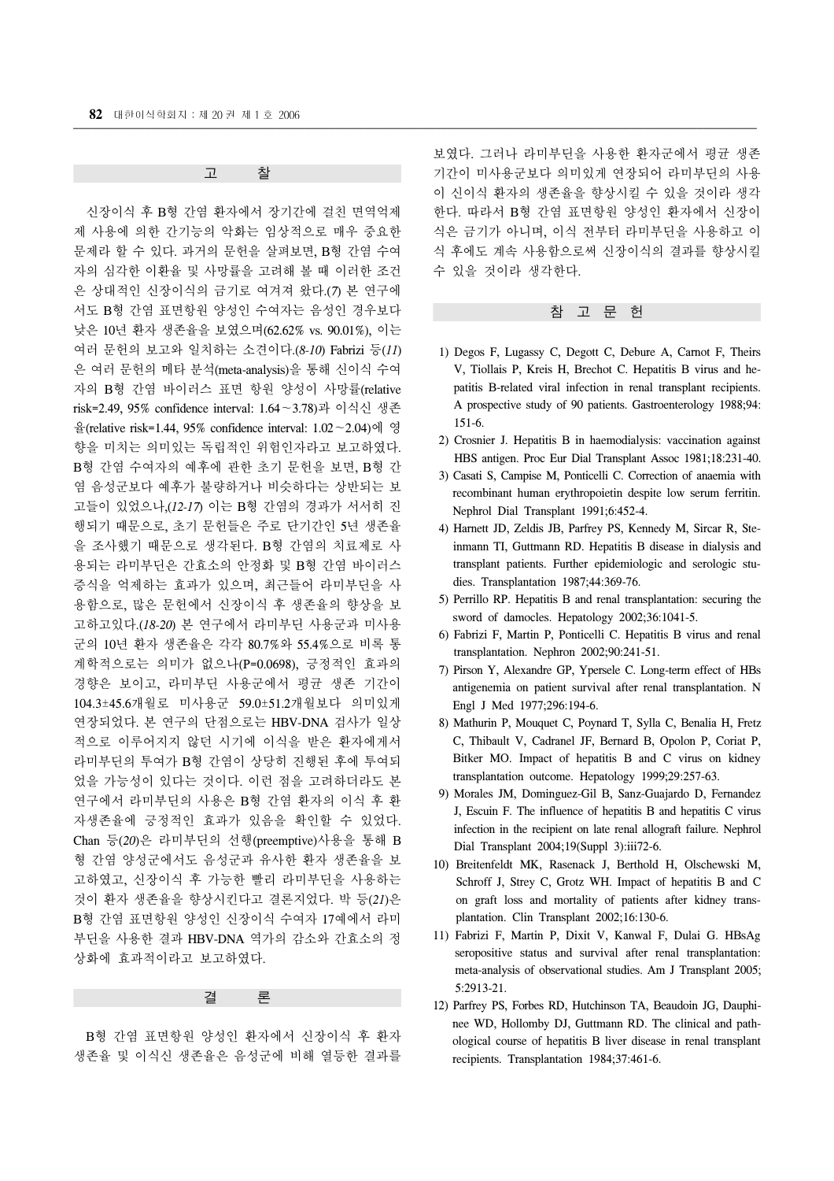## 고 찰

신장이식 후 B형 간염 환자에서 장기간에 걸친 면역억제제 사용에 의한 간기능의 악화는 임상적으로 매우 중요한 문제라 할 수 있다. 과거의 문헌을 살펴보면, B형 간염 수여자의 심각한 이환율 및 사망률을 고려해 볼 때 이러한 조건은 상대적인 신장이식의 금기로 여겨져 왔다.(*7*) 본 연구에서도 B형 간염 표면항원 양성인 수여자는 음성인 경우보다 낮은 10년 환자 생존율을 보였으며(62.62% vs. 90.01%), 이는 여러 문헌의 보고와 일치하는 소견이다.(*8-10*) Fabrizi 등(*11*)은 여러 문헌의 메타 분석(meta-analysis)을 통해 신이식 수여자의 B형 간염 바이러스 표면 항원 양성이 사망률(relative risk=2.49, 95% confidence interval: 1.64～3.78)과 이식신 생존율(relative risk=1.44, 95% confidence interval: 1.02～2.04)에 영향을 미치는 의미있는 독립적인 위험인자라고 보고하였다. B형 간염 수여자의 예후에 관한 초기 문헌을 보면, B형 간염 음성군보다 예후가 불량하거나 비슷하다는 상반되는 보고들이 있었으나,(*12-17*) 이는 B형 간염의 경과가 서서히 진행되기 때문으로, 초기 문헌들은 주로 단기간인 5년 생존율을 조사했기 때문으로 생각된다. B형 간염의 치료제로 사용되는 라미부딘은 간효소의 안정화 및 B형 간염 바이러스 증식을 억제하는 효과가 있으며, 최근들어 라미부딘을 사용함으로, 많은 문헌에서 신장이식 후 생존율의 향상을 보고하고있다.(*18-20*) 본 연구에서 라미부딘 사용군과 미사용군의 10년 환자 생존율은 각각 80.7%와 55.4%으로 비록 통계학적으로는 의미가 없으나(P=0.0698), 긍정적인 효과의 경향은 보이고, 라미부딘 사용군에서 평균 생존 기간이 104.3±45.6개월로 미사용군 59.0±51.2개월보다 의미있게 연장되었다. 본 연구의 단점으로는 HBV-DNA 검사가 일상적으로 이루어지지 않던 시기에 이식을 받은 환자에게서 라미부딘의 투여가 B형 간염이 상당히 진행된 후에 투여되었을 가능성이 있다는 것이다. 이런 점을 고려하더라도 본 연구에서 라미부딘의 사용은 B형 간염 환자의 이식 후 환자생존율에 긍정적인 효과가 있음을 확인할 수 있었다. Chan 등(*20*)은 라미부딘의 선행(preemptive)사용을 통해 B형 간염 양성군에서도 음성군과 유사한 환자 생존율을 보고하였고, 신장이식 후 가능한 빨리 라미부딘을 사용하는 것이 환자 생존율을 향상시킨다고 결론지었다. 박 등(*21*)은 B형 간염 표면항원 양성인 신장이식 수여자 17예에서 라미부딘을 사용한 결과 HBV-DNA 역가의 감소와 간효소의 정상화에 효과적이라고 보고하였다.

## 결 론

B형 간염 표면항원 양성인 환자에서 신장이식 후 환자 생존율 및 이식신 생존율은 음성군에 비해 열등한 결과를 보였다. 그러나 라미부딘을 사용한 환자군에서 평균 생존기간이 미사용군보다 의미있게 연장되어 라미부딘의 사용이 신이식 환자의 생존율을 향상시킬 수 있을 것이라 생각한다. 따라서 B형 간염 표면항원 양성인 환자에서 신장이식은 금기가 아니며, 이식 전부터 라미부딘을 사용하고 이식 후에도 계속 사용함으로써 신장이식의 결과를 향상시킬 수 있을 것이라 생각한다.

## 참 고 문 헌

1) Degos F, Lugassy C, Degott C, Debure A, Carnot F, Theirs V, Tiollais P, Kreis H, Brechot C. Hepatitis B virus and hepatitis B-related viral infection in renal transplant recipients. A prospective study of 90 patients. Gastroenterology 1988;94: 151-6.
2) Crosnier J. Hepatitis B in haemodialysis: vaccination against HBS antigen. Proc Eur Dial Transplant Assoc 1981;18:231-40.
3) Casati S, Campise M, Ponticelli C. Correction of anaemia with recombinant human erythropoietin despite low serum ferritin. Nephrol Dial Transplant 1991;6:452-4.
4) Harnett JD, Zeldis JB, Parfrey PS, Kennedy M, Sircar R, Steinmann TI, Guttmann RD. Hepatitis B disease in dialysis and transplant patients. Further epidemiologic and serologic studies. Transplantation 1987;44:369-76.
5) Perrillo RP. Hepatitis B and renal transplantation: securing the sword of damocles. Hepatology 2002;36:1041-5.
6) Fabrizi F, Martin P, Ponticelli C. Hepatitis B virus and renal transplantation. Nephron 2002;90:241-51.
7) Pirson Y, Alexandre GP, Ypersele C. Long-term effect of HBs antigenemia on patient survival after renal transplantation. N Engl J Med 1977;296:194-6.
8) Mathurin P, Mouquet C, Poynard T, Sylla C, Benalia H, Fretz C, Thibault V, Cadranel JF, Bernard B, Opolon P, Coriat P, Bitker MO. Impact of hepatitis B and C virus on kidney transplantation outcome. Hepatology 1999;29:257-63.
9) Morales JM, Dominguez-Gil B, Sanz-Guajardo D, Fernandez J, Escuin F. The influence of hepatitis B and hepatitis C virus infection in the recipient on late renal allograft failure. Nephrol Dial Transplant 2004;19(Suppl 3):iii72-6.
10) Breitenfeldt MK, Rasenack J, Berthold H, Olschewski M, Schroff J, Strey C, Grotz WH. Impact of hepatitis B and C on graft loss and mortality of patients after kidney transplantation. Clin Transplant 2002;16:130-6.
11) Fabrizi F, Martin P, Dixit V, Kanwal F, Dulai G. HBsAg seropositive status and survival after renal transplantation: meta-analysis of observational studies. Am J Transplant 2005; 5:2913-21.
12) Parfrey PS, Forbes RD, Hutchinson TA, Beaudoin JG, Dauphinee WD, Hollomby DJ, Guttmann RD. The clinical and pathological course of hepatitis B liver disease in renal transplant recipients. Transplantation 1984;37:461-6.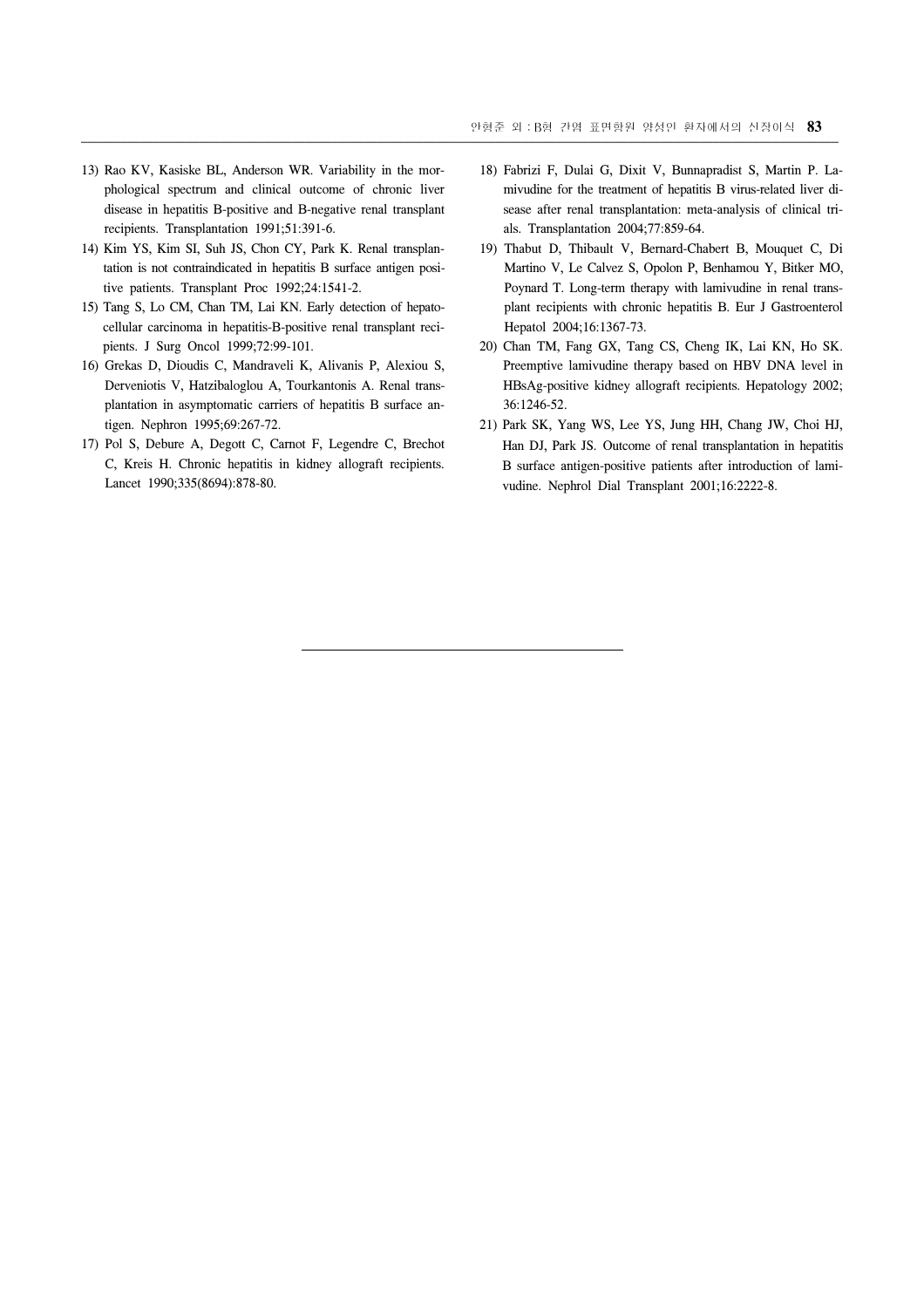13) Rao KV, Kasiske BL, Anderson WR. Variability in the morphological spectrum and clinical outcome of chronic liver disease in hepatitis B-positive and B-negative renal transplant recipients. Transplantation 1991;51:391-6.
14) Kim YS, Kim SI, Suh JS, Chon CY, Park K. Renal transplantation is not contraindicated in hepatitis B surface antigen positive patients. Transplant Proc 1992;24:1541-2.
15) Tang S, Lo CM, Chan TM, Lai KN. Early detection of hepatocellular carcinoma in hepatitis-B-positive renal transplant recipients. J Surg Oncol 1999;72:99-101.
16) Grekas D, Dioudis C, Mandraveli K, Alivanis P, Alexiou S, Derveniotis V, Hatzibaloglou A, Tourkantonis A. Renal transplantation in asymptomatic carriers of hepatitis B surface antigen. Nephron 1995;69:267-72.
17) Pol S, Debure A, Degott C, Carnot F, Legendre C, Brechot C, Kreis H. Chronic hepatitis in kidney allograft recipients. Lancet 1990;335(8694):878-80.
18) Fabrizi F, Dulai G, Dixit V, Bunnapradist S, Martin P. Lamivudine for the treatment of hepatitis B virus-related liver disease after renal transplantation: meta-analysis of clinical trials. Transplantation 2004;77:859-64.
19) Thabut D, Thibault V, Bernard-Chabert B, Mouquet C, Di Martino V, Le Calvez S, Opolon P, Benhamou Y, Bitker MO, Poynard T. Long-term therapy with lamivudine in renal transplant recipients with chronic hepatitis B. Eur J Gastroenterol Hepatol 2004;16:1367-73.
20) Chan TM, Fang GX, Tang CS, Cheng IK, Lai KN, Ho SK. Preemptive lamivudine therapy based on HBV DNA level in HBsAg-positive kidney allograft recipients. Hepatology 2002;36:1246-52.
21) Park SK, Yang WS, Lee YS, Jung HH, Chang JW, Choi HJ, Han DJ, Park JS. Outcome of renal transplantation in hepatitis B surface antigen-positive patients after introduction of lamivudine. Nephrol Dial Transplant 2001;16:2222-8.